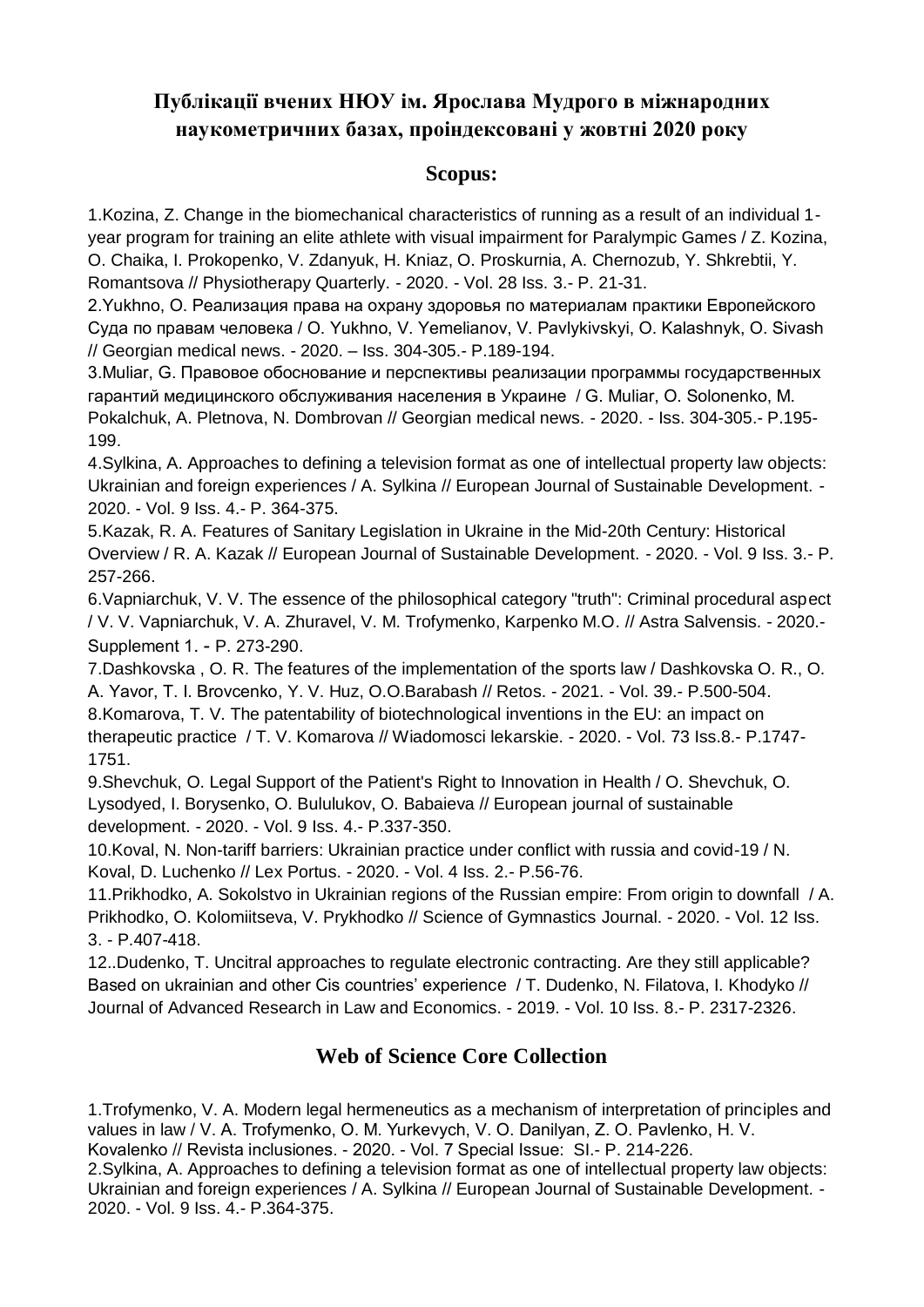# Публікації вчених НЮУ ім. Ярослава Мудрого в міжнародних наукометричних базах, проіндексовані у жовтні 2020 року

## Scopus:

1.Kozina, Z. Change in the biomechanical characteristics of running as a result of an individual 1-year program for training an elite athlete with visual impairment for Paralympic Games / Z. Kozina, O. Chaika, I. Prokopenko, V. Zdanyuk, H. Kniaz, O. Proskurnia, A. Chernozub, Y. Shkrebtii, Y. Romantsova // Physiotherapy Quarterly. - 2020. - Vol. 28 Iss. 3.- P. 21-31.

2.Yukhno, O. Реализация права на охрану здоровья по материалам практики Европейского Суда по правам человека / O. Yukhno, V. Yemelianov, V. Pavlykivskyi, O. Kalashnyk, O. Sivash // Georgian medical news. - 2020. – Iss. 304-305.- P.189-194.

3.Muliar, G. Правовое обоснование и перспективы реализации программы государственных гарантий медицинского обслуживания населения в Украине / G. Muliar, O. Solonenko, M. Pokalchuk, A. Pletnova, N. Dombrovan // Georgian medical news. - 2020. - Iss. 304-305.- P.195-199.

4.Sylkina, A. Approaches to defining a television format as one of intellectual property law objects: Ukrainian and foreign experiences / A. Sylkina // European Journal of Sustainable Development. - 2020. - Vol. 9 Iss. 4.- P. 364-375.

5.Kazak, R. A. Features of Sanitary Legislation in Ukraine in the Mid-20th Century: Historical Overview / R. A. Kazak // European Journal of Sustainable Development. - 2020. - Vol. 9 Iss. 3.- P. 257-266.

6.Vapniarchuk, V. V. The essence of the philosophical category "truth": Criminal procedural aspect / V. V. Vapniarchuk, V. A. Zhuravel, V. M. Trofymenko, Karpenko M.O. // Astra Salvensis. - 2020.- Supplement 1. - P. 273-290.

7.Dashkovska , O. R. The features of the implementation of the sports law / Dashkovska O. R., O. A. Yavor, T. I. Brovcenko, Y. V. Huz, O.O.Barabash // Retos. - 2021. - Vol. 39.- P.500-504.

8.Komarova, T. V. The patentability of biotechnological inventions in the EU: an impact on therapeutic practice / T. V. Komarova // Wiadomosci lekarskie. - 2020. - Vol. 73 Iss.8.- P.1747-1751.

9.Shevchuk, O. Legal Support of the Patient's Right to Innovation in Health / O. Shevchuk, O. Lysodyed, I. Borysenko, O. Bululukov, O. Babaieva // European journal of sustainable development. - 2020. - Vol. 9 Iss. 4.- P.337-350.

10.Koval, N. Non-tariff barriers: Ukrainian practice under conflict with russia and covid-19 / N. Koval, D. Luchenko // Lex Portus. - 2020. - Vol. 4 Iss. 2.- P.56-76.

11.Prikhodko, A. Sokolstvo in Ukrainian regions of the Russian empire: From origin to downfall / A. Prikhodko, O. Kolomiitseva, V. Prykhodko // Science of Gymnastics Journal. - 2020. - Vol. 12 Iss. 3. - P.407-418.

12..Dudenko, T. Uncitral approaches to regulate electronic contracting. Are they still applicable? Based on ukrainian and other Cis countries' experience / T. Dudenko, N. Filatova, I. Khodyko // Journal of Advanced Research in Law and Economics. - 2019. - Vol. 10 Iss. 8.- P. 2317-2326.

## Web of Science Core Collection

1.Trofymenko, V. A. Modern legal hermeneutics as a mechanism of interpretation of principles and values in law / V. A. Trofymenko, O. M. Yurkevych, V. O. Danilyan, Z. O. Pavlenko, H. V. Kovalenko // Revista inclusiones. - 2020. - Vol. 7 Special Issue: SI.- P. 214-226.

2.Sylkina, A. Approaches to defining a television format as one of intellectual property law objects: Ukrainian and foreign experiences / A. Sylkina // European Journal of Sustainable Development. - 2020. - Vol. 9 Iss. 4.- P.364-375.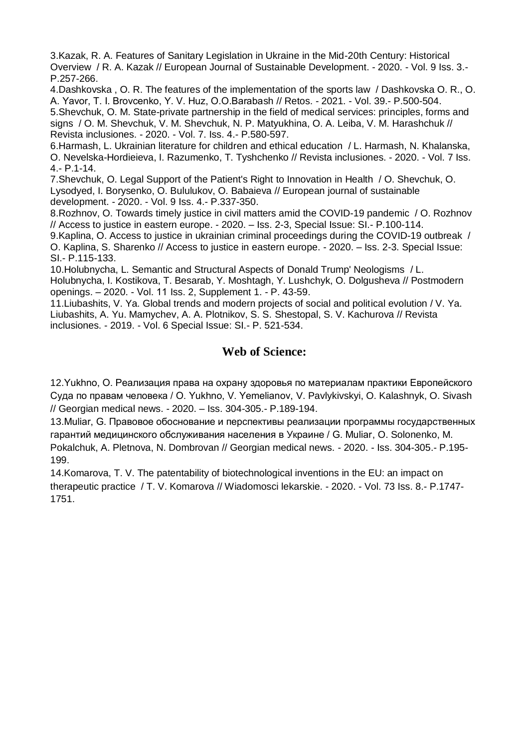3.Kazak, R. A. Features of Sanitary Legislation in Ukraine in the Mid-20th Century: Historical Overview / R. A. Kazak // European Journal of Sustainable Development. - 2020. - Vol. 9 Iss. 3.- P.257-266.

4.Dashkovska , O. R. The features of the implementation of the sports law / Dashkovska O. R., O. A. Yavor, T. I. Brovcenko, Y. V. Huz, O.O.Barabash // Retos. - 2021. - Vol. 39.- P.500-504.

5.Shevchuk, O. M. State-private partnership in the field of medical services: principles, forms and signs / O. M. Shevchuk, V. M. Shevchuk, N. P. Matyukhina, O. A. Leiba, V. M. Harashchuk // Revista inclusiones. - 2020. - Vol. 7. Iss. 4.- P.580-597.

6.Harmash, L. Ukrainian literature for children and ethical education / L. Harmash, N. Khalanska, O. Nevelska-Hordieieva, I. Razumenko, T. Tyshchenko // Revista inclusiones. - 2020. - Vol. 7 Iss. 4.- P.1-14.

7.Shevchuk, O. Legal Support of the Patient's Right to Innovation in Health / O. Shevchuk, O. Lysodyed, I. Borysenko, O. Bululukov, O. Babaieva // European journal of sustainable development. - 2020. - Vol. 9 Iss. 4.- P.337-350.

8.Rozhnov, O. Towards timely justice in civil matters amid the COVID-19 pandemic / O. Rozhnov // Access to justice in eastern europe. - 2020. – Iss. 2-3, Special Issue: SI.- P.100-114.

9.Kaplina, O. Access to justice in ukrainian criminal proceedings during the COVID-19 outbreak / O. Kaplina, S. Sharenko // Access to justice in eastern europe. - 2020. – Iss. 2-3. Special Issue: SI.- P.115-133.

10.Holubnycha, L. Semantic and Structural Aspects of Donald Trump' Neologisms / L. Holubnycha, I. Kostikova, T. Besarab, Y. Moshtagh, Y. Lushchyk, O. Dolgusheva // Postmodern openings. – 2020. - Vol. 11 Iss. 2, Supplement 1. - P. 43-59.

11.Liubashits, V. Ya. Global trends and modern projects of social and political evolution / V. Ya. Liubashits, A. Yu. Mamychev, A. A. Plotnikov, S. S. Shestopal, S. V. Kachurova // Revista inclusiones. - 2019. - Vol. 6 Special Issue: SI.- P. 521-534.

## Web of Science:

12.Yukhno, O. Реализация права на охрану здоровья по материалам практики Европейского Суда по правам человека / O. Yukhno, V. Yemelianov, V. Pavlykivskyi, O. Kalashnyk, O. Sivash // Georgian medical news. - 2020. – Iss. 304-305.- P.189-194.

13.Muliar, G. Правовое обоснование и перспективы реализации программы государственных гарантий медицинского обслуживания населения в Украине / G. Muliar, O. Solonenko, M. Pokalchuk, A. Pletnova, N. Dombrovan // Georgian medical news. - 2020. - Iss. 304-305.- P.195-199.

14.Komarova, T. V. The patentability of biotechnological inventions in the EU: an impact on therapeutic practice / T. V. Komarova // Wiadomosci lekarskie. - 2020. - Vol. 73 Iss. 8.- P.1747-1751.